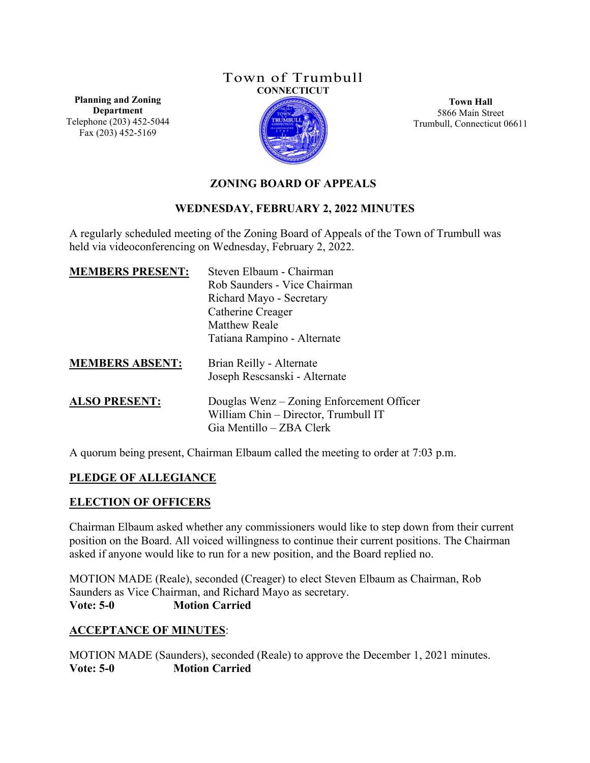**Planning and Zoning Department**
Telephone (203) 452-5044
Fax (203) 452-5169

Town of Trumbull
**CONNECTICUT**

**Town Hall**
5866 Main Street
Trumbull, Connecticut 06611

## ZONING BOARD OF APPEALS

## WEDNESDAY, FEBRUARY 2, 2022 MINUTES

A regularly scheduled meeting of the Zoning Board of Appeals of the Town of Trumbull was held via videoconferencing on Wednesday, February 2, 2022.

**MEMBERS PRESENT:**
Steven Elbaum - Chairman
Rob Saunders - Vice Chairman
Richard Mayo - Secretary
Catherine Creager
Matthew Reale
Tatiana Rampino - Alternate

**MEMBERS ABSENT:**
Brian Reilly - Alternate
Joseph Rescsanski - Alternate

**ALSO PRESENT:**
Douglas Wenz – Zoning Enforcement Officer
William Chin – Director, Trumbull IT
Gia Mentillo – ZBA Clerk

A quorum being present, Chairman Elbaum called the meeting to order at 7:03 p.m.

### PLEDGE OF ALLEGIANCE

### ELECTION OF OFFICERS

Chairman Elbaum asked whether any commissioners would like to step down from their current position on the Board. All voiced willingness to continue their current positions. The Chairman asked if anyone would like to run for a new position, and the Board replied no.

MOTION MADE (Reale), seconded (Creager) to elect Steven Elbaum as Chairman, Rob Saunders as Vice Chairman, and Richard Mayo as secretary.
**Vote: 5-0 Motion Carried**

### ACCEPTANCE OF MINUTES:

MOTION MADE (Saunders), seconded (Reale) to approve the December 1, 2021 minutes.
**Vote: 5-0 Motion Carried**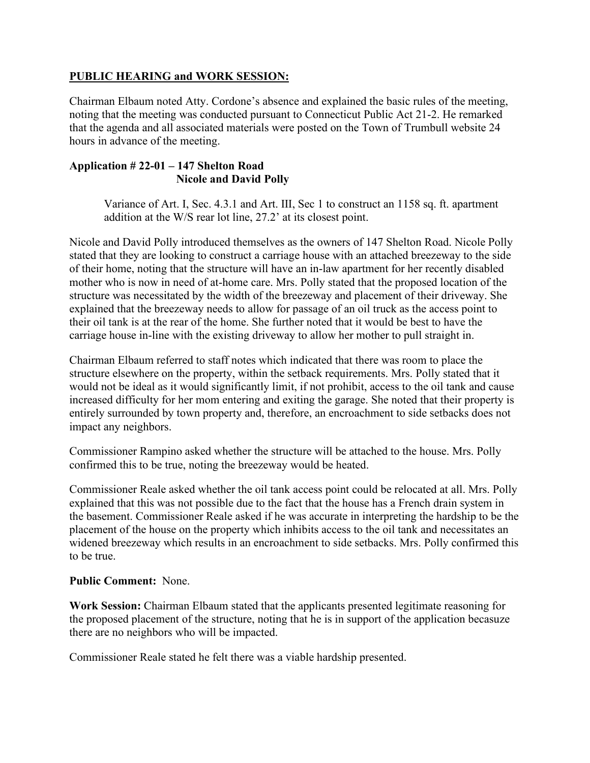## PUBLIC HEARING and WORK SESSION:

Chairman Elbaum noted Atty. Cordone's absence and explained the basic rules of the meeting, noting that the meeting was conducted pursuant to Connecticut Public Act 21-2. He remarked that the agenda and all associated materials were posted on the Town of Trumbull website 24 hours in advance of the meeting.

**Application # 22-01 – 147 Shelton Road**
**Nicole and David Polly**

> Variance of Art. I, Sec. 4.3.1 and Art. III, Sec 1 to construct an 1158 sq. ft. apartment addition at the W/S rear lot line, 27.2' at its closest point.

Nicole and David Polly introduced themselves as the owners of 147 Shelton Road. Nicole Polly stated that they are looking to construct a carriage house with an attached breezeway to the side of their home, noting that the structure will have an in-law apartment for her recently disabled mother who is now in need of at-home care. Mrs. Polly stated that the proposed location of the structure was necessitated by the width of the breezeway and placement of their driveway. She explained that the breezeway needs to allow for passage of an oil truck as the access point to their oil tank is at the rear of the home. She further noted that it would be best to have the carriage house in-line with the existing driveway to allow her mother to pull straight in.

Chairman Elbaum referred to staff notes which indicated that there was room to place the structure elsewhere on the property, within the setback requirements. Mrs. Polly stated that it would not be ideal as it would significantly limit, if not prohibit, access to the oil tank and cause increased difficulty for her mom entering and exiting the garage. She noted that their property is entirely surrounded by town property and, therefore, an encroachment to side setbacks does not impact any neighbors.

Commissioner Rampino asked whether the structure will be attached to the house. Mrs. Polly confirmed this to be true, noting the breezeway would be heated.

Commissioner Reale asked whether the oil tank access point could be relocated at all. Mrs. Polly explained that this was not possible due to the fact that the house has a French drain system in the basement. Commissioner Reale asked if he was accurate in interpreting the hardship to be the placement of the house on the property which inhibits access to the oil tank and necessitates an widened breezeway which results in an encroachment to side setbacks. Mrs. Polly confirmed this to be true.

**Public Comment:** None.

**Work Session:** Chairman Elbaum stated that the applicants presented legitimate reasoning for the proposed placement of the structure, noting that he is in support of the application becasuze there are no neighbors who will be impacted.

Commissioner Reale stated he felt there was a viable hardship presented.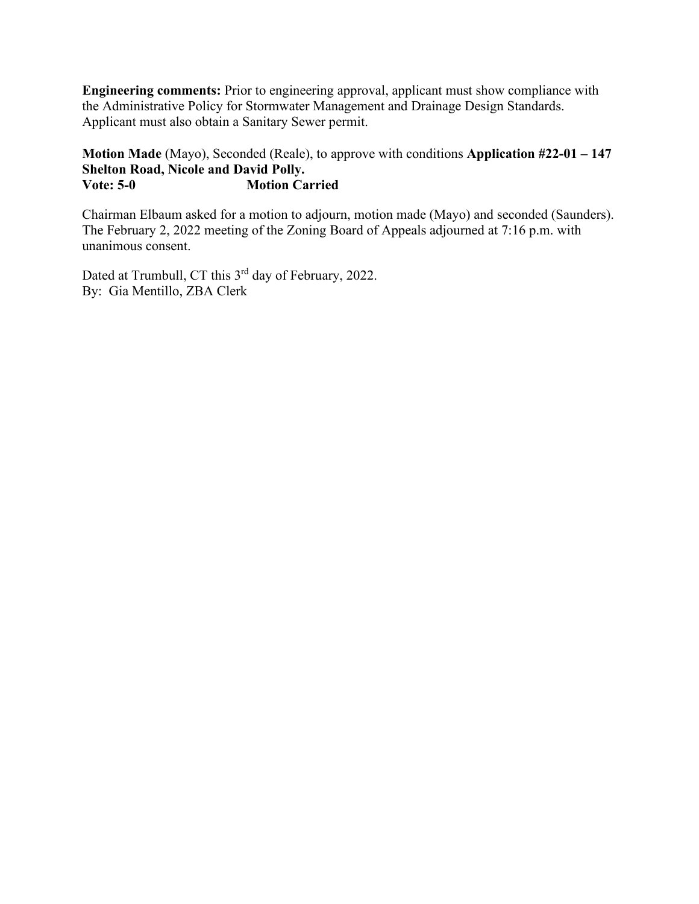**Engineering comments:** Prior to engineering approval, applicant must show compliance with the Administrative Policy for Stormwater Management and Drainage Design Standards. Applicant must also obtain a Sanitary Sewer permit.

**Motion Made** (Mayo), Seconded (Reale), to approve with conditions **Application #22-01 – 147 Shelton Road, Nicole and David Polly.**
**Vote: 5-0** **Motion Carried**

Chairman Elbaum asked for a motion to adjourn, motion made (Mayo) and seconded (Saunders). The February 2, 2022 meeting of the Zoning Board of Appeals adjourned at 7:16 p.m. with unanimous consent.

Dated at Trumbull, CT this 3rd day of February, 2022.
By: Gia Mentillo, ZBA Clerk